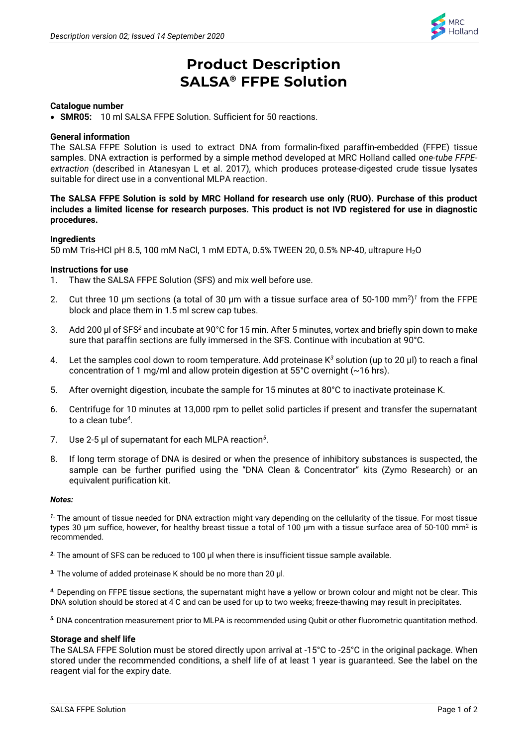# Product Description
# SALSA® FFPE Solution

### Catalogue number

- **SMR05:** 10 ml SALSA FFPE Solution. Sufficient for 50 reactions.

### General information

The SALSA FFPE Solution is used to extract DNA from formalin-fixed paraffin-embedded (FFPE) tissue samples. DNA extraction is performed by a simple method developed at MRC Holland called *one-tube FFPE-extraction* (described in Atanesyan L et al. 2017), which produces protease-digested crude tissue lysates suitable for direct use in a conventional MLPA reaction.

**The SALSA FFPE Solution is sold by MRC Holland for research use only (RUO). Purchase of this product includes a limited license for research purposes. This product is not IVD registered for use in diagnostic procedures.**

### Ingredients

50 mM Tris-HCl pH 8.5, 100 mM NaCl, 1 mM EDTA, 0.5% TWEEN 20, 0.5% NP-40, ultrapure $H_2O$

### Instructions for use

1. Thaw the SALSA FFPE Solution (SFS) and mix well before use.
2. Cut three 10 µm sections (a total of 30 µm with a tissue surface area of 50-100 $mm^2$)[1] from the FFPE block and place them in 1.5 ml screw cap tubes.
3. Add 200 µl of SFS[2] and incubate at 90°C for 15 min. After 5 minutes, vortex and briefly spin down to make sure that paraffin sections are fully immersed in the SFS. Continue with incubation at 90°C.
4. Let the samples cool down to room temperature. Add proteinase K[3] solution (up to 20 µl) to reach a final concentration of 1 mg/ml and allow protein digestion at 55°C overnight (~16 hrs).
5. After overnight digestion, incubate the sample for 15 minutes at 80°C to inactivate proteinase K.
6. Centrifuge for 10 minutes at 13,000 rpm to pellet solid particles if present and transfer the supernatant to a clean tube[4].
7. Use 2-5 µl of supernatant for each MLPA reaction[5].
8. If long term storage of DNA is desired or when the presence of inhibitory substances is suspected, the sample can be further purified using the "DNA Clean & Concentrator" kits (Zymo Research) or an equivalent purification kit.

***Notes:***

[1] The amount of tissue needed for DNA extraction might vary depending on the cellularity of the tissue. For most tissue types 30 µm suffice, however, for healthy breast tissue a total of 100 µm with a tissue surface area of 50-100 $mm^2$ is recommended.

[2] The amount of SFS can be reduced to 100 µl when there is insufficient tissue sample available.

[3] The volume of added proteinase K should be no more than 20 µl.

[4] Depending on FFPE tissue sections, the supernatant might have a yellow or brown colour and might not be clear. This DNA solution should be stored at 4°C and can be used for up to two weeks; freeze-thawing may result in precipitates.

[5] DNA concentration measurement prior to MLPA is recommended using Qubit or other fluorometric quantitation method.

### Storage and shelf life

The SALSA FFPE Solution must be stored directly upon arrival at -15°C to -25°C in the original package. When stored under the recommended conditions, a shelf life of at least 1 year is guaranteed. See the label on the reagent vial for the expiry date.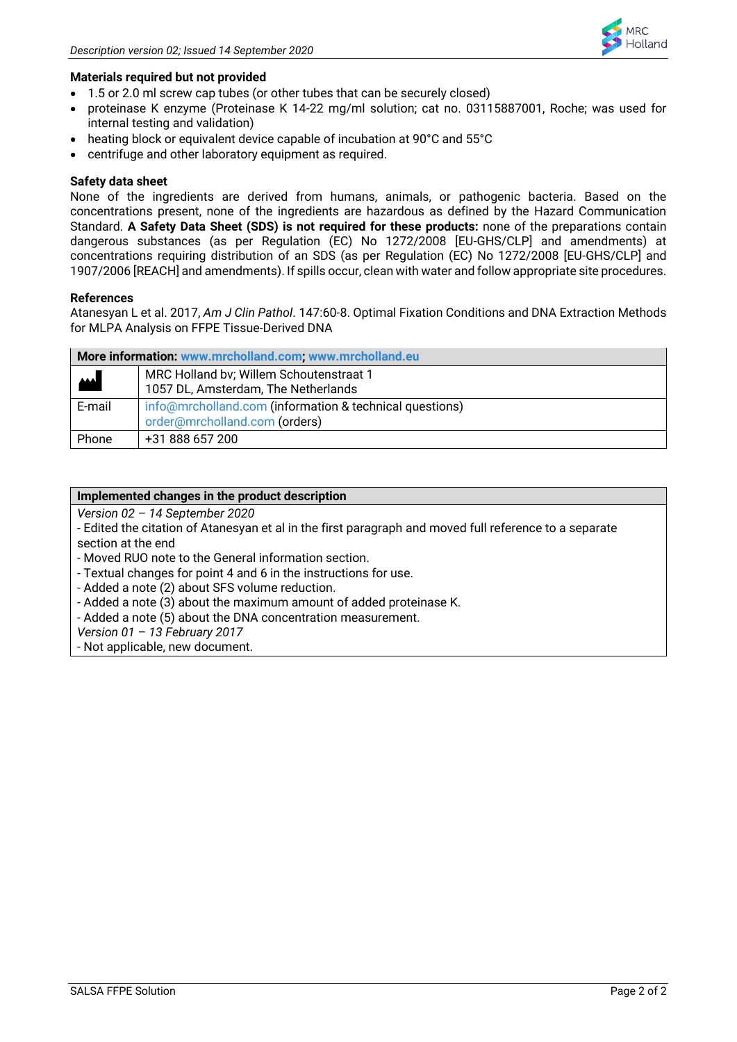**Materials required but not provided**

- 1.5 or 2.0 ml screw cap tubes (or other tubes that can be securely closed)
- proteinase K enzyme (Proteinase K 14-22 mg/ml solution; cat no. 03115887001, Roche; was used for internal testing and validation)
- heating block or equivalent device capable of incubation at 90°C and 55°C
- centrifuge and other laboratory equipment as required.

**Safety data sheet**

None of the ingredients are derived from humans, animals, or pathogenic bacteria. Based on the concentrations present, none of the ingredients are hazardous as defined by the Hazard Communication Standard. **A Safety Data Sheet (SDS) is not required for these products:** none of the preparations contain dangerous substances (as per Regulation (EC) No 1272/2008 [EU-GHS/CLP] and amendments) at concentrations requiring distribution of an SDS (as per Regulation (EC) No 1272/2008 [EU-GHS/CLP] and 1907/2006 [REACH] and amendments). If spills occur, clean with water and follow appropriate site procedures.

**References**

Atanesyan L et al. 2017, *Am J Clin Pathol*. 147:60-8. Optimal Fixation Conditions and DNA Extraction Methods for MLPA Analysis on FFPE Tissue-Derived DNA

| **More information: www.mrcholland.com; www.mrcholland.eu** | |
|---|---|
| | MRC Holland bv; Willem Schoutenstraat 1<br>1057 DL, Amsterdam, The Netherlands |
| E-mail | info@mrcholland.com (information & technical questions)<br>order@mrcholland.com (orders) |
| Phone | +31 888 657 200 |

| **Implemented changes in the product description** |
|---|
| *Version 02 – 14 September 2020*<br>- Edited the citation of Atanesyan et al in the first paragraph and moved full reference to a separate section at the end<br>- Moved RUO note to the General information section.<br>- Textual changes for point 4 and 6 in the instructions for use.<br>- Added a note (2) about SFS volume reduction.<br>- Added a note (3) about the maximum amount of added proteinase K.<br>- Added a note (5) about the DNA concentration measurement.<br>*Version 01 – 13 February 2017*<br>- Not applicable, new document. |